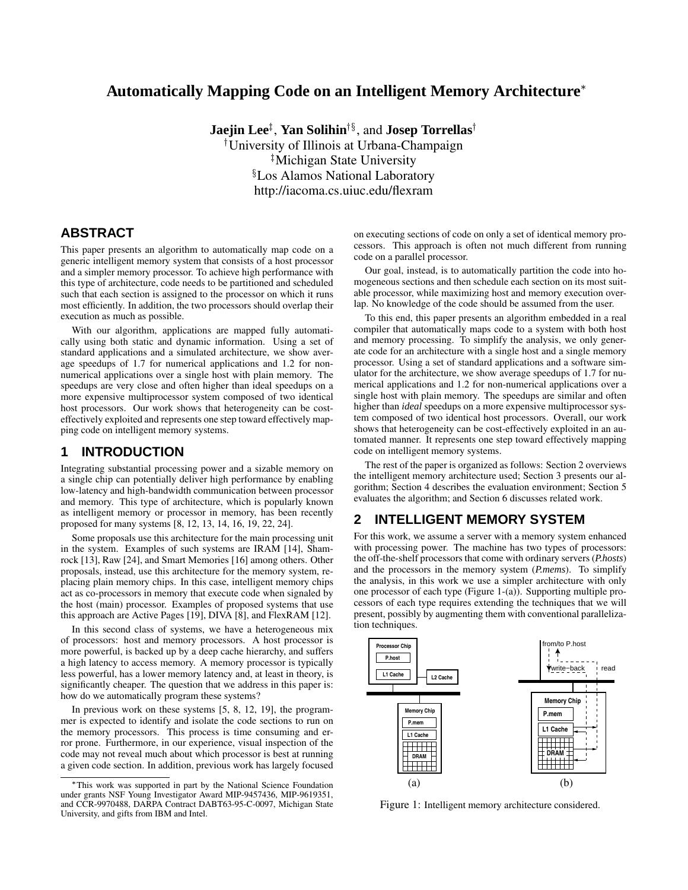# Automatically Mapping Code on an Intelligent Memory Architecture*

**Jaejin Lee**[‡], **Yan Solihin**[†§], and **Josep Torrellas**[†]

[†]University of Illinois at Urbana-Champaign
[‡]Michigan State University
[§]Los Alamos National Laboratory
http://iacoma.cs.uiuc.edu/flexram

## ABSTRACT

This paper presents an algorithm to automatically map code on a generic intelligent memory system that consists of a host processor and a simpler memory processor. To achieve high performance with this type of architecture, code needs to be partitioned and scheduled such that each section is assigned to the processor on which it runs most efficiently. In addition, the two processors should overlap their execution as much as possible.

With our algorithm, applications are mapped fully automatically using both static and dynamic information. Using a set of standard applications and a simulated architecture, we show average speedups of 1.7 for numerical applications and 1.2 for non-numerical applications over a single host with plain memory. The speedups are very close and often higher than ideal speedups on a more expensive multiprocessor system composed of two identical host processors. Our work shows that heterogeneity can be cost-effectively exploited and represents one step toward effectively mapping code on intelligent memory systems.

## 1 INTRODUCTION

Integrating substantial processing power and a sizable memory on a single chip can potentially deliver high performance by enabling low-latency and high-bandwidth communication between processor and memory. This type of architecture, which is popularly known as intelligent memory or processor in memory, has been recently proposed for many systems [8, 12, 13, 14, 16, 19, 22, 24].

Some proposals use this architecture for the main processing unit in the system. Examples of such systems are IRAM [14], Shamrock [13], Raw [24], and Smart Memories [16] among others. Other proposals, instead, use this architecture for the memory system, replacing plain memory chips. In this case, intelligent memory chips act as co-processors in memory that execute code when signaled by the host (main) processor. Examples of proposed systems that use this approach are Active Pages [19], DIVA [8], and FlexRAM [12].

In this second class of systems, we have a heterogeneous mix of processors: host and memory processors. A host processor is more powerful, is backed up by a deep cache hierarchy, and suffers a high latency to access memory. A memory processor is typically less powerful, has a lower memory latency and, at least in theory, is significantly cheaper. The question that we address in this paper is: how do we automatically program these systems?

In previous work on these systems [5, 8, 12, 19], the programmer is expected to identify and isolate the code sections to run on the memory processors. This process is time consuming and error prone. Furthermore, in our experience, visual inspection of the code may not reveal much about which processor is best at running a given code section. In addition, previous work has largely focused on executing sections of code on only a set of identical memory processors. This approach is often not much different from running code on a parallel processor.

Our goal, instead, is to automatically partition the code into homogeneous sections and then schedule each section on its most suitable processor, while maximizing host and memory execution overlap. No knowledge of the code should be assumed from the user.

To this end, this paper presents an algorithm embedded in a real compiler that automatically maps code to a system with both host and memory processing. To simplify the analysis, we only generate code for an architecture with a single host and a single memory processor. Using a set of standard applications and a software simulator for the architecture, we show average speedups of 1.7 for numerical applications and 1.2 for non-numerical applications over a single host with plain memory. The speedups are similar and often higher than *ideal* speedups on a more expensive multiprocessor system composed of two identical host processors. Overall, our work shows that heterogeneity can be cost-effectively exploited in an automated manner. It represents one step toward effectively mapping code on intelligent memory systems.

The rest of the paper is organized as follows: Section 2 overviews the intelligent memory architecture used; Section 3 presents our algorithm; Section 4 describes the evaluation environment; Section 5 evaluates the algorithm; and Section 6 discusses related work.

## 2 INTELLIGENT MEMORY SYSTEM

For this work, we assume a server with a memory system enhanced with processing power. The machine has two types of processors: the off-the-shelf processors that come with ordinary servers (*P.hosts*) and the processors in the memory system (*P.mems*). To simplify the analysis, in this work we use a simpler architecture with only one processor of each type (Figure 1-(a)). Supporting multiple processors of each type requires extending the techniques that we will present, possibly by augmenting them with conventional parallelization techniques.

Processor Chip
P.host
L1 Cache
L2 Cache
Memory Chip
P.mem
L1 Cache
DRAM
(a)

from/to P.host
write−back
read
Memory Chip
P.mem
L1 Cache
DRAM
(b)

Figure 1: Intelligent memory architecture considered.

*This work was supported in part by the National Science Foundation under grants NSF Young Investigator Award MIP-9457436, MIP-9619351, and CCR-9970488, DARPA Contract DABT63-95-C-0097, Michigan State University, and gifts from IBM and Intel.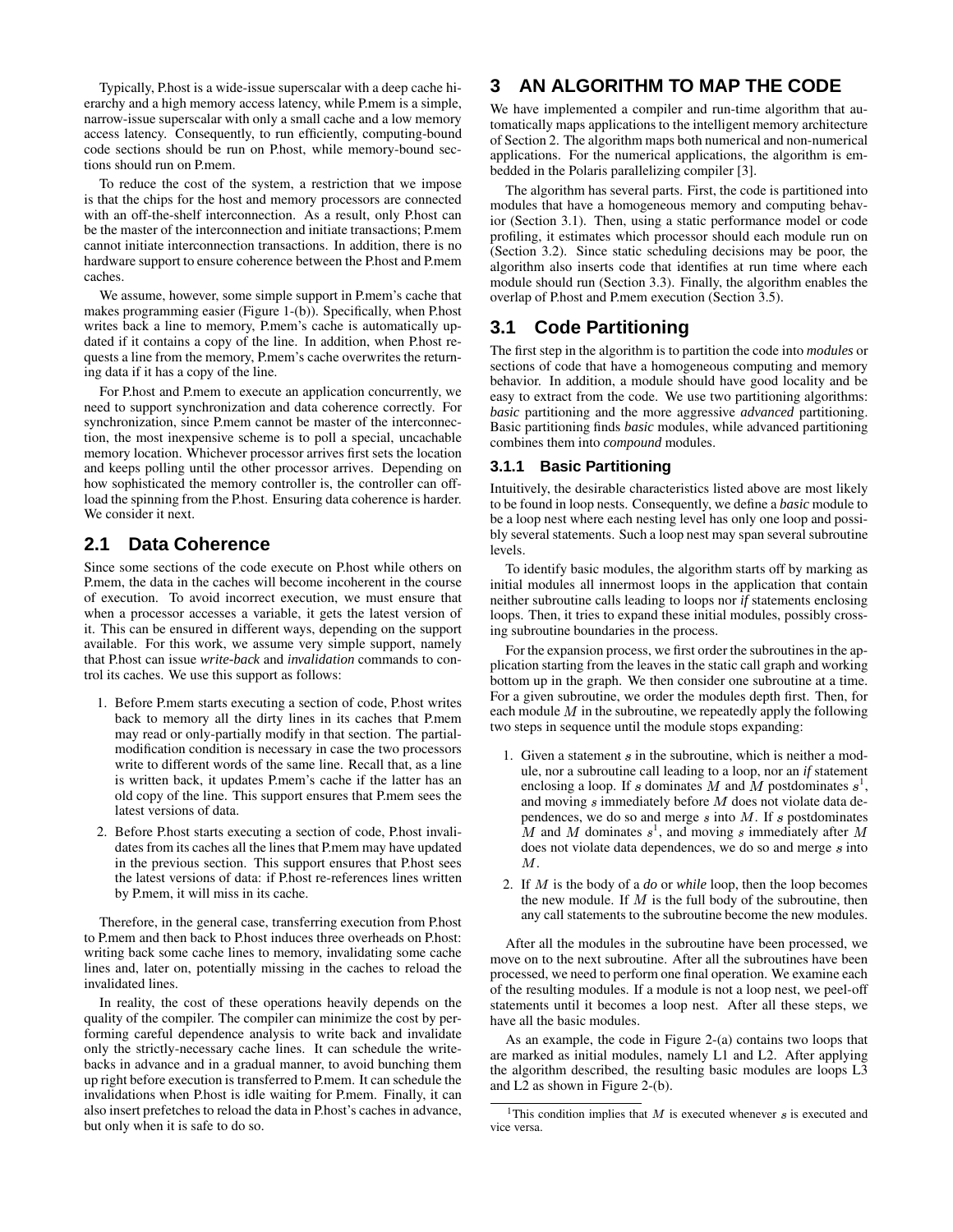Typically, P.host is a wide-issue superscalar with a deep cache hierarchy and a high memory access latency, while P.mem is a simple, narrow-issue superscalar with only a small cache and a low memory access latency. Consequently, to run efficiently, computing-bound code sections should be run on P.host, while memory-bound sections should run on P.mem.

To reduce the cost of the system, a restriction that we impose is that the chips for the host and memory processors are connected with an off-the-shelf interconnection. As a result, only P.host can be the master of the interconnection and initiate transactions; P.mem cannot initiate interconnection transactions. In addition, there is no hardware support to ensure coherence between the P.host and P.mem caches.

We assume, however, some simple support in P.mem's cache that makes programming easier (Figure 1-(b)). Specifically, when P.host writes back a line to memory, P.mem's cache is automatically updated if it contains a copy of the line. In addition, when P.host requests a line from the memory, P.mem's cache overwrites the returning data if it has a copy of the line.

For P.host and P.mem to execute an application concurrently, we need to support synchronization and data coherence correctly. For synchronization, since P.mem cannot be master of the interconnection, the most inexpensive scheme is to poll a special, uncachable memory location. Whichever processor arrives first sets the location and keeps polling until the other processor arrives. Depending on how sophisticated the memory controller is, the controller can offload the spinning from the P.host. Ensuring data coherence is harder. We consider it next.

## 2.1 Data Coherence

Since some sections of the code execute on P.host while others on P.mem, the data in the caches will become incoherent in the course of execution. To avoid incorrect execution, we must ensure that when a processor accesses a variable, it gets the latest version of it. This can be ensured in different ways, depending on the support available. For this work, we assume very simple support, namely that P.host can issue *write-back* and *invalidation* commands to control its caches. We use this support as follows:

1. Before P.mem starts executing a section of code, P.host writes back to memory all the dirty lines in its caches that P.mem may read or only-partially modify in that section. The partial-modification condition is necessary in case the two processors write to different words of the same line. Recall that, as a line is written back, it updates P.mem's cache if the latter has an old copy of the line. This support ensures that P.mem sees the latest versions of data.
2. Before P.host starts executing a section of code, P.host invalidates from its caches all the lines that P.mem may have updated in the previous section. This support ensures that P.host sees the latest versions of data: if P.host re-references lines written by P.mem, it will miss in its cache.

Therefore, in the general case, transferring execution from P.host to P.mem and then back to P.host induces three overheads on P.host: writing back some cache lines to memory, invalidating some cache lines and, later on, potentially missing in the caches to reload the invalidated lines.

In reality, the cost of these operations heavily depends on the quality of the compiler. The compiler can minimize the cost by performing careful dependence analysis to write back and invalidate only the strictly-necessary cache lines. It can schedule the write-backs in advance and in a gradual manner, to avoid bunching them up right before execution is transferred to P.mem. It can schedule the invalidations when P.host is idle waiting for P.mem. Finally, it can also insert prefetches to reload the data in P.host's caches in advance, but only when it is safe to do so.

# 3 AN ALGORITHM TO MAP THE CODE

We have implemented a compiler and run-time algorithm that automatically maps applications to the intelligent memory architecture of Section 2. The algorithm maps both numerical and non-numerical applications. For the numerical applications, the algorithm is embedded in the Polaris parallelizing compiler [3].

The algorithm has several parts. First, the code is partitioned into modules that have a homogeneous memory and computing behavior (Section 3.1). Then, using a static performance model or code profiling, it estimates which processor should each module run on (Section 3.2). Since static scheduling decisions may be poor, the algorithm also inserts code that identifies at run time where each module should run (Section 3.3). Finally, the algorithm enables the overlap of P.host and P.mem execution (Section 3.5).

## 3.1 Code Partitioning

The first step in the algorithm is to partition the code into *modules* or sections of code that have a homogeneous computing and memory behavior. In addition, a module should have good locality and be easy to extract from the code. We use two partitioning algorithms: *basic* partitioning and the more aggressive *advanced* partitioning. Basic partitioning finds *basic* modules, while advanced partitioning combines them into *compound* modules.

### 3.1.1 Basic Partitioning

Intuitively, the desirable characteristics listed above are most likely to be found in loop nests. Consequently, we define a *basic* module to be a loop nest where each nesting level has only one loop and possibly several statements. Such a loop nest may span several subroutine levels.

To identify basic modules, the algorithm starts off by marking as initial modules all innermost loops in the application that contain neither subroutine calls leading to loops nor *if* statements enclosing loops. Then, it tries to expand these initial modules, possibly crossing subroutine boundaries in the process.

For the expansion process, we first order the subroutines in the application starting from the leaves in the static call graph and working bottom up in the graph. We then consider one subroutine at a time. For a given subroutine, we order the modules depth first. Then, for each module $M$ in the subroutine, we repeatedly apply the following two steps in sequence until the module stops expanding:

1. Given a statement $s$ in the subroutine, which is neither a module, nor a subroutine call leading to a loop, nor an *if* statement enclosing a loop. If $s$ dominates $M$ and $M$ postdominates $s$[1], and moving $s$ immediately before $M$ does not violate data dependences, we do so and merge $s$ into $M$. If $s$ postdominates $M$ and $M$ dominates $s$[1], and moving $s$ immediately after $M$ does not violate data dependences, we do so and merge $s$ into $M$.
2. If $M$ is the body of a *do* or *while* loop, then the loop becomes the new module. If $M$ is the full body of the subroutine, then any call statements to the subroutine become the new modules.

After all the modules in the subroutine have been processed, we move on to the next subroutine. After all the subroutines have been processed, we need to perform one final operation. We examine each of the resulting modules. If a module is not a loop nest, we peel-off statements until it becomes a loop nest. After all these steps, we have all the basic modules.

As an example, the code in Figure 2-(a) contains two loops that are marked as initial modules, namely L1 and L2. After applying the algorithm described, the resulting basic modules are loops L3 and L2 as shown in Figure 2-(b).

[1] This condition implies that $M$ is executed whenever $s$ is executed and vice versa.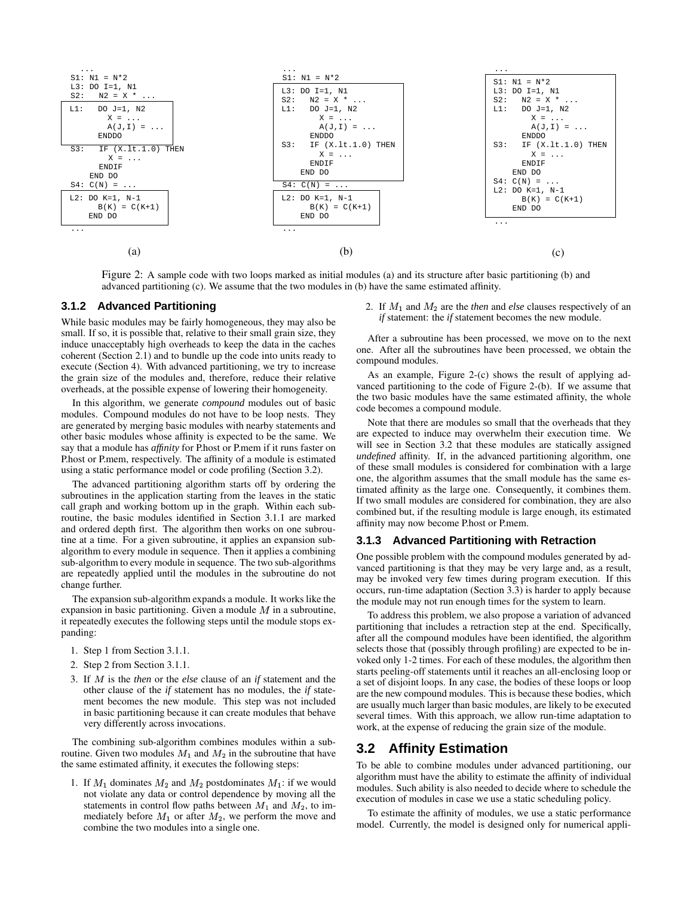```
  ...
S1: N1 = N*2
L3: DO I=1, N1
S2:   N2 = X * ...
L1:   DO J=1, N2
        X = ...
        A(J,I) = ...
      ENDDO
S3:   IF (X.lt.1.0) THEN
        X = ...
      ENDIF
    END DO
S4: C(N) = ...
L2: DO K=1, N-1
      B(K) = C(K+1)
    END DO
 ...
```

(a)

```
 ...
S1: N1 = N*2
L3: DO I=1, N1
S2:   N2 = X * ...
L1:   DO J=1, N2
        X = ...
        A(J,I) = ...
      ENDDO
S3:   IF (X.lt.1.0) THEN
        X = ...
      ENDIF
    END DO
S4: C(N) = ...
L2: DO K=1, N-1
      B(K) = C(K+1)
    END DO
 ...
```

(b)

```
 ...
S1: N1 = N*2
L3: DO I=1, N1
S2:   N2 = X * ...
L1:   DO J=1, N2
        X = ...
        A(J,I) = ...
      ENDDO
S3:   IF (X.lt.1.0) THEN
        X = ...
      ENDIF
    END DO
S4: C(N) = ...
L2: DO K=1, N-1
      B(K) = C(K+1)
    END DO
 ...
```

(c)

Figure 2: A sample code with two loops marked as initial modules (a) and its structure after basic partitioning (b) and advanced partitioning (c). We assume that the two modules in (b) have the same estimated affinity.

### 3.1.2 Advanced Partitioning

While basic modules may be fairly homogeneous, they may also be small. If so, it is possible that, relative to their small grain size, they induce unacceptably high overheads to keep the data in the caches coherent (Section 2.1) and to bundle up the code into units ready to execute (Section 4). With advanced partitioning, we try to increase the grain size of the modules and, therefore, reduce their relative overheads, at the possible expense of lowering their homogeneity.

In this algorithm, we generate *compound* modules out of basic modules. Compound modules do not have to be loop nests. They are generated by merging basic modules with nearby statements and other basic modules whose affinity is expected to be the same. We say that a module has *affinity* for P.host or P.mem if it runs faster on P.host or P.mem, respectively. The affinity of a module is estimated using a static performance model or code profiling (Section 3.2).

The advanced partitioning algorithm starts off by ordering the subroutines in the application starting from the leaves in the static call graph and working bottom up in the graph. Within each subroutine, the basic modules identified in Section 3.1.1 are marked and ordered depth first. The algorithm then works on one subroutine at a time. For a given subroutine, it applies an expansion sub-algorithm to every module in sequence. Then it applies a combining sub-algorithm to every module in sequence. The two sub-algorithms are repeatedly applied until the modules in the subroutine do not change further.

The expansion sub-algorithm expands a module. It works like the expansion in basic partitioning. Given a module $M$ in a subroutine, it repeatedly executes the following steps until the module stops expanding:

1. Step 1 from Section 3.1.1.
2. Step 2 from Section 3.1.1.
3. If $M$ is the *then* or the *else* clause of an *if* statement and the other clause of the *if* statement has no modules, the *if* statement becomes the new module. This step was not included in basic partitioning because it can create modules that behave very differently across invocations.

The combining sub-algorithm combines modules within a subroutine. Given two modules $M_1$ and $M_2$ in the subroutine that have the same estimated affinity, it executes the following steps:

1. If $M_1$ dominates $M_2$ and $M_2$ postdominates $M_1$: if we would not violate any data or control dependence by moving all the statements in control flow paths between $M_1$ and $M_2$, to immediately before $M_1$ or after $M_2$, we perform the move and combine the two modules into a single one.
2. If $M_1$ and $M_2$ are the *then* and *else* clauses respectively of an *if* statement: the *if* statement becomes the new module.

After a subroutine has been processed, we move on to the next one. After all the subroutines have been processed, we obtain the compound modules.

As an example, Figure 2-(c) shows the result of applying advanced partitioning to the code of Figure 2-(b). If we assume that the two basic modules have the same estimated affinity, the whole code becomes a compound module.

Note that there are modules so small that the overheads that they are expected to induce may overwhelm their execution time. We will see in Section 3.2 that these modules are statically assigned *undefined* affinity. If, in the advanced partitioning algorithm, one of these small modules is considered for combination with a large one, the algorithm assumes that the small module has the same estimated affinity as the large one. Consequently, it combines them. If two small modules are considered for combination, they are also combined but, if the resulting module is large enough, its estimated affinity may now become P.host or P.mem.

### 3.1.3 Advanced Partitioning with Retraction

One possible problem with the compound modules generated by advanced partitioning is that they may be very large and, as a result, may be invoked very few times during program execution. If this occurs, run-time adaptation (Section 3.3) is harder to apply because the module may not run enough times for the system to learn.

To address this problem, we also propose a variation of advanced partitioning that includes a retraction step at the end. Specifically, after all the compound modules have been identified, the algorithm selects those that (possibly through profiling) are expected to be invoked only 1-2 times. For each of these modules, the algorithm then starts peeling-off statements until it reaches an all-enclosing loop or a set of disjoint loops. In any case, the bodies of these loops or loop are the new compound modules. This is because these bodies, which are usually much larger than basic modules, are likely to be executed several times. With this approach, we allow run-time adaptation to work, at the expense of reducing the grain size of the module.

## 3.2 Affinity Estimation

To be able to combine modules under advanced partitioning, our algorithm must have the ability to estimate the affinity of individual modules. Such ability is also needed to decide where to schedule the execution of modules in case we use a static scheduling policy.

To estimate the affinity of modules, we use a static performance model. Currently, the model is designed only for numerical appli-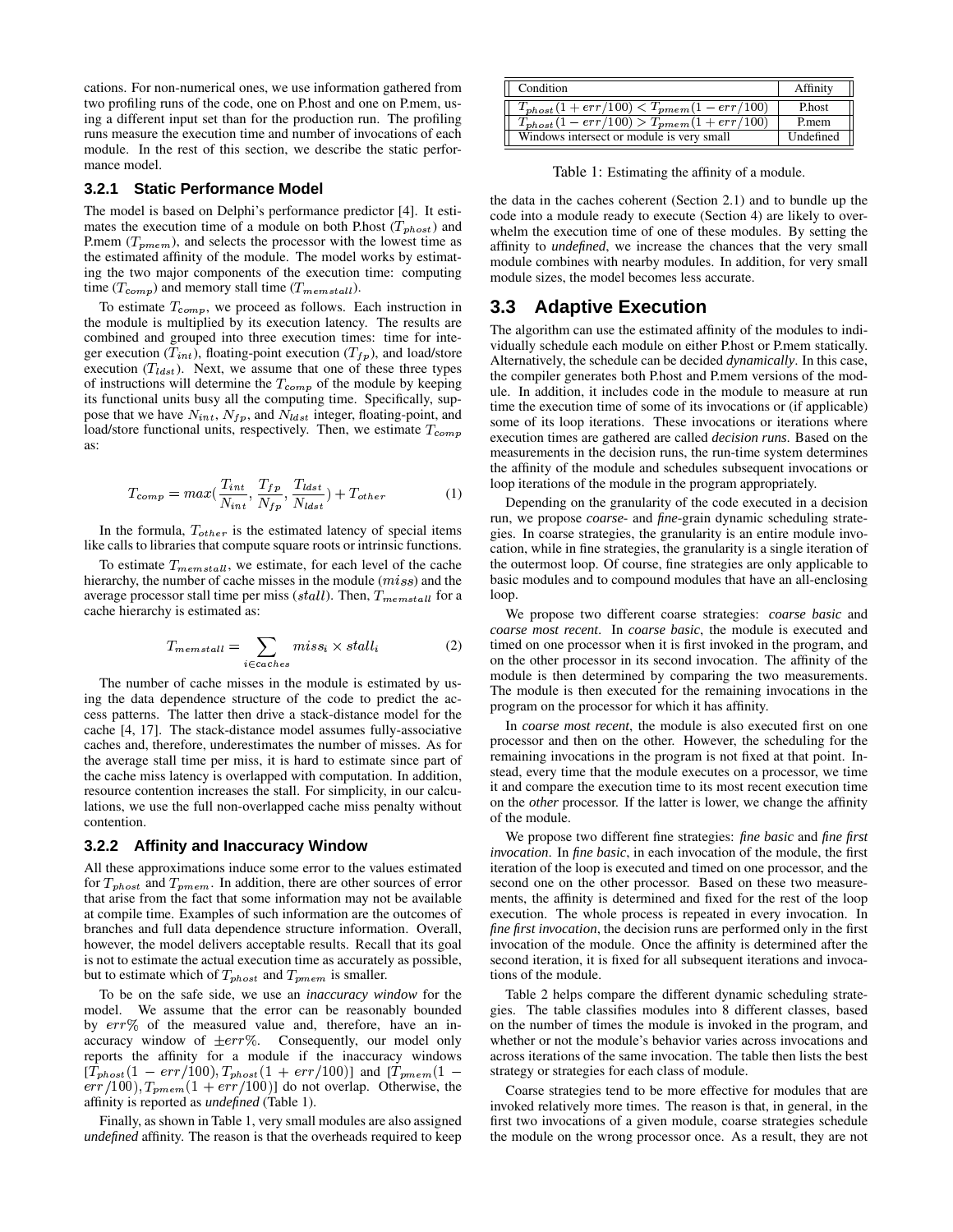cations. For non-numerical ones, we use information gathered from two profiling runs of the code, one on P.host and one on P.mem, using a different input set than for the production run. The profiling runs measure the execution time and number of invocations of each module. In the rest of this section, we describe the static performance model.

### 3.2.1 Static Performance Model

The model is based on Delphi's performance predictor [4]. It estimates the execution time of a module on both P.host ($T_{phost}$) and P.mem ($T_{pmem}$), and selects the processor with the lowest time as the estimated affinity of the module. The model works by estimating the two major components of the execution time: computing time ($T_{comp}$) and memory stall time ($T_{memstall}$).

To estimate $T_{comp}$, we proceed as follows. Each instruction in the module is multiplied by its execution latency. The results are combined and grouped into three execution times: time for integer execution ($T_{int}$), floating-point execution ($T_{fp}$), and load/store execution ($T_{ldst}$). Next, we assume that one of these three types of instructions will determine the $T_{comp}$ of the module by keeping its functional units busy all the computing time. Specifically, suppose that we have $N_{int}$, $N_{fp}$, and $N_{ldst}$ integer, floating-point, and load/store functional units, respectively. Then, we estimate $T_{comp}$ as:

$$T_{comp} = max(\frac{T_{int}}{N_{int}}, \frac{T_{fp}}{N_{fp}}, \frac{T_{ldst}}{N_{ldst}}) + T_{other} \tag{1}$$

In the formula, $T_{other}$ is the estimated latency of special items like calls to libraries that compute square roots or intrinsic functions.

To estimate $T_{memstall}$, we estimate, for each level of the cache hierarchy, the number of cache misses in the module ($miss$) and the average processor stall time per miss ($stall$). Then, $T_{memstall}$ for a cache hierarchy is estimated as:

$$T_{memstall} = \sum_{i \in caches} miss_i \times stall_i \tag{2}$$

The number of cache misses in the module is estimated by using the data dependence structure of the code to predict the access patterns. The latter then drive a stack-distance model for the cache [4, 17]. The stack-distance model assumes fully-associative caches and, therefore, underestimates the number of misses. As for the average stall time per miss, it is hard to estimate since part of the cache miss latency is overlapped with computation. In addition, resource contention increases the stall. For simplicity, in our calculations, we use the full non-overlapped cache miss penalty without contention.

### 3.2.2 Affinity and Inaccuracy Window

All these approximations induce some error to the values estimated for $T_{phost}$ and $T_{pmem}$. In addition, there are other sources of error that arise from the fact that some information may not be available at compile time. Examples of such information are the outcomes of branches and full data dependence structure information. Overall, however, the model delivers acceptable results. Recall that its goal is not to estimate the actual execution time as accurately as possible, but to estimate which of $T_{phost}$ and $T_{pmem}$ is smaller.

To be on the safe side, we use an *inaccuracy window* for the model. We assume that the error can be reasonably bounded by $err\%$ of the measured value and, therefore, have an inaccuracy window of $\pm err\%$. Consequently, our model only reports the affinity for a module if the inaccuracy windows $[T_{phost}(1 - err/100), T_{phost}(1 + err/100)]$ and $[T_{pmem}(1 - err/100), T_{pmem}(1 + err/100)]$ do not overlap. Otherwise, the affinity is reported as *undefined* (Table 1).

Finally, as shown in Table 1, very small modules are also assigned *undefined* affinity. The reason is that the overheads required to keep the data in the caches coherent (Section 2.1) and to bundle up the code into a module ready to execute (Section 4) are likely to overwhelm the execution time of one of these modules. By setting the affinity to *undefined*, we increase the chances that the very small module combines with nearby modules. In addition, for very small module sizes, the model becomes less accurate.

| Condition | Affinity |
|---|---|
| $T_{phost}(1 + err/100) < T_{pmem}(1 - err/100)$ | P.host |
| $T_{phost}(1 - err/100) > T_{pmem}(1 + err/100)$ | P.mem |
| Windows intersect or module is very small | Undefined |

Table 1: Estimating the affinity of a module.

## 3.3 Adaptive Execution

The algorithm can use the estimated affinity of the modules to individually schedule each module on either P.host or P.mem statically. Alternatively, the schedule can be decided *dynamically*. In this case, the compiler generates both P.host and P.mem versions of the module. In addition, it includes code in the module to measure at run time the execution time of some of its invocations or (if applicable) some of its loop iterations. These invocations or iterations where execution times are gathered are called *decision runs*. Based on the measurements in the decision runs, the run-time system determines the affinity of the module and schedules subsequent invocations or loop iterations of the module in the program appropriately.

Depending on the granularity of the code executed in a decision run, we propose *coarse*- and *fine*-grain dynamic scheduling strategies. In coarse strategies, the granularity is an entire module invocation, while in fine strategies, the granularity is a single iteration of the outermost loop. Of course, fine strategies are only applicable to basic modules and to compound modules that have an all-enclosing loop.

We propose two different coarse strategies: *coarse basic* and *coarse most recent*. In *coarse basic*, the module is executed and timed on one processor when it is first invoked in the program, and on the other processor in its second invocation. The affinity of the module is then determined by comparing the two measurements. The module is then executed for the remaining invocations in the program on the processor for which it has affinity.

In *coarse most recent*, the module is also executed first on one processor and then on the other. However, the scheduling for the remaining invocations in the program is not fixed at that point. Instead, every time that the module executes on a processor, we time it and compare the execution time to its most recent execution time on the *other* processor. If the latter is lower, we change the affinity of the module.

We propose two different fine strategies: *fine basic* and *fine first invocation*. In *fine basic*, in each invocation of the module, the first iteration of the loop is executed and timed on one processor, and the second one on the other processor. Based on these two measurements, the affinity is determined and fixed for the rest of the loop execution. The whole process is repeated in every invocation. In *fine first invocation*, the decision runs are performed only in the first invocation of the module. Once the affinity is determined after the second iteration, it is fixed for all subsequent iterations and invocations of the module.

Table 2 helps compare the different dynamic scheduling strategies. The table classifies modules into 8 different classes, based on the number of times the module is invoked in the program, and whether or not the module's behavior varies across invocations and across iterations of the same invocation. The table then lists the best strategy or strategies for each class of module.

Coarse strategies tend to be more effective for modules that are invoked relatively more times. The reason is that, in general, in the first two invocations of a given module, coarse strategies schedule the module on the wrong processor once. As a result, they are not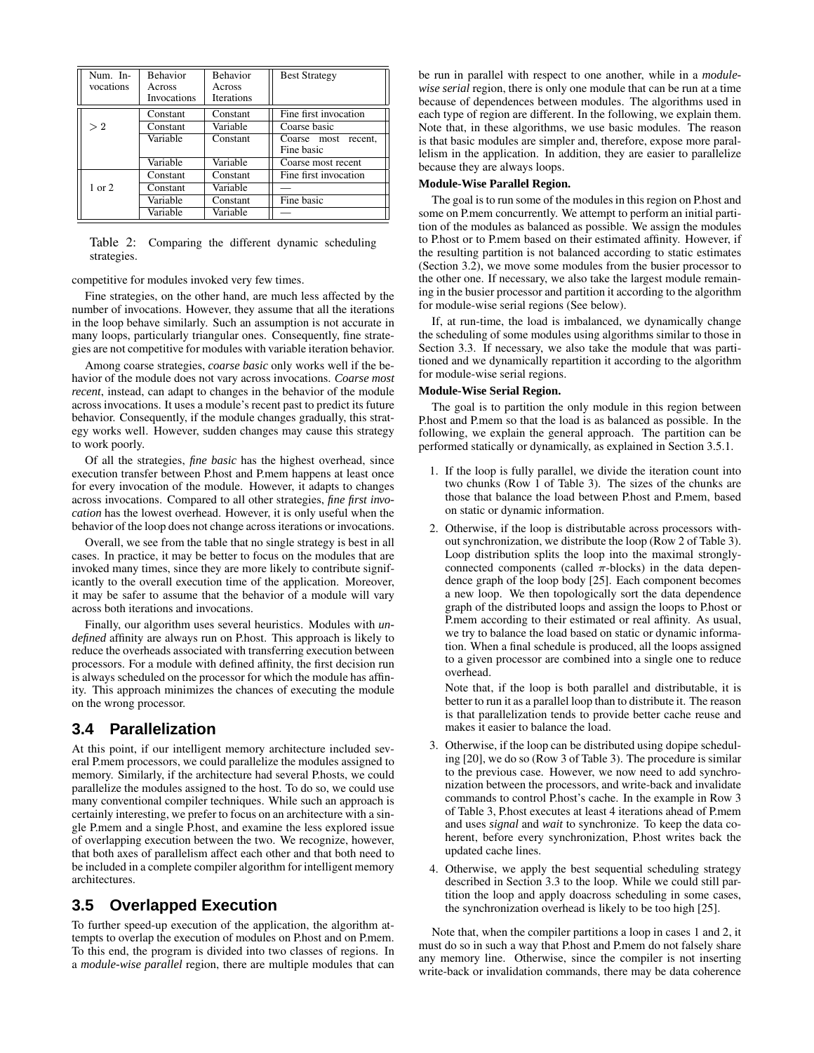| Num. Invocations | Behavior Across Invocations | Behavior Across Iterations | Best Strategy |
|---|---|---|---|
| $> 2$ | Constant | Constant | Fine first invocation |
| | Constant | Variable | Coarse basic |
| | Variable | Constant | Coarse most recent, Fine basic |
| | Variable | Variable | Coarse most recent |
| 1 or 2 | Constant | Constant | Fine first invocation |
| | Constant | Variable | — |
| | Variable | Constant | Fine basic |
| | Variable | Variable | — |

Table 2: Comparing the different dynamic scheduling strategies.

competitive for modules invoked very few times.

Fine strategies, on the other hand, are much less affected by the number of invocations. However, they assume that all the iterations in the loop behave similarly. Such an assumption is not accurate in many loops, particularly triangular ones. Consequently, fine strategies are not competitive for modules with variable iteration behavior.

Among coarse strategies, *coarse basic* only works well if the behavior of the module does not vary across invocations. *Coarse most recent*, instead, can adapt to changes in the behavior of the module across invocations. It uses a module's recent past to predict its future behavior. Consequently, if the module changes gradually, this strategy works well. However, sudden changes may cause this strategy to work poorly.

Of all the strategies, *fine basic* has the highest overhead, since execution transfer between P.host and P.mem happens at least once for every invocation of the module. However, it adapts to changes across invocations. Compared to all other strategies, *fine first invocation* has the lowest overhead. However, it is only useful when the behavior of the loop does not change across iterations or invocations.

Overall, we see from the table that no single strategy is best in all cases. In practice, it may be better to focus on the modules that are invoked many times, since they are more likely to contribute significantly to the overall execution time of the application. Moreover, it may be safer to assume that the behavior of a module will vary across both iterations and invocations.

Finally, our algorithm uses several heuristics. Modules with *undefined* affinity are always run on P.host. This approach is likely to reduce the overheads associated with transferring execution between processors. For a module with defined affinity, the first decision run is always scheduled on the processor for which the module has affinity. This approach minimizes the chances of executing the module on the wrong processor.

## 3.4 Parallelization

At this point, if our intelligent memory architecture included several P.mem processors, we could parallelize the modules assigned to memory. Similarly, if the architecture had several P.hosts, we could parallelize the modules assigned to the host. To do so, we could use many conventional compiler techniques. While such an approach is certainly interesting, we prefer to focus on an architecture with a single P.mem and a single P.host, and examine the less explored issue of overlapping execution between the two. We recognize, however, that both axes of parallelism affect each other and that both need to be included in a complete compiler algorithm for intelligent memory architectures.

## 3.5 Overlapped Execution

To further speed-up execution of the application, the algorithm attempts to overlap the execution of modules on P.host and on P.mem. To this end, the program is divided into two classes of regions. In a *module-wise parallel* region, there are multiple modules that can be run in parallel with respect to one another, while in a *module-wise serial* region, there is only one module that can be run at a time because of dependences between modules. The algorithms used in each type of region are different. In the following, we explain them. Note that, in these algorithms, we use basic modules. The reason is that basic modules are simpler and, therefore, expose more parallelism in the application. In addition, they are easier to parallelize because they are always loops.

**Module-Wise Parallel Region.**

The goal is to run some of the modules in this region on P.host and some on P.mem concurrently. We attempt to perform an initial partition of the modules as balanced as possible. We assign the modules to P.host or to P.mem based on their estimated affinity. However, if the resulting partition is not balanced according to static estimates (Section 3.2), we move some modules from the busier processor to the other one. If necessary, we also take the largest module remaining in the busier processor and partition it according to the algorithm for module-wise serial regions (See below).

If, at run-time, the load is imbalanced, we dynamically change the scheduling of some modules using algorithms similar to those in Section 3.3. If necessary, we also take the module that was partitioned and we dynamically repartition it according to the algorithm for module-wise serial regions.

**Module-Wise Serial Region.**

The goal is to partition the only module in this region between P.host and P.mem so that the load is as balanced as possible. In the following, we explain the general approach. The partition can be performed statically or dynamically, as explained in Section 3.5.1.

1. If the loop is fully parallel, we divide the iteration count into two chunks (Row 1 of Table 3). The sizes of the chunks are those that balance the load between P.host and P.mem, based on static or dynamic information.
2. Otherwise, if the loop is distributable across processors without synchronization, we distribute the loop (Row 2 of Table 3). Loop distribution splits the loop into the maximal strongly-connected components (called $\pi$-blocks) in the data dependence graph of the loop body [25]. Each component becomes a new loop. We then topologically sort the data dependence graph of the distributed loops and assign the loops to P.host or P.mem according to their estimated or real affinity. As usual, we try to balance the load based on static or dynamic information. When a final schedule is produced, all the loops assigned to a given processor are combined into a single one to reduce overhead.

   Note that, if the loop is both parallel and distributable, it is better to run it as a parallel loop than to distribute it. The reason is that parallelization tends to provide better cache reuse and makes it easier to balance the load.
3. Otherwise, if the loop can be distributed using dopipe scheduling [20], we do so (Row 3 of Table 3). The procedure is similar to the previous case. However, we now need to add synchronization between the processors, and write-back and invalidate commands to control P.host's cache. In the example in Row 3 of Table 3, P.host executes at least 4 iterations ahead of P.mem and uses *signal* and *wait* to synchronize. To keep the data coherent, before every synchronization, P.host writes back the updated cache lines.
4. Otherwise, we apply the best sequential scheduling strategy described in Section 3.3 to the loop. While we could still partition the loop and apply doacross scheduling in some cases, the synchronization overhead is likely to be too high [25].

Note that, when the compiler partitions a loop in cases 1 and 2, it must do so in such a way that P.host and P.mem do not falsely share any memory line. Otherwise, since the compiler is not inserting write-back or invalidation commands, there may be data coherence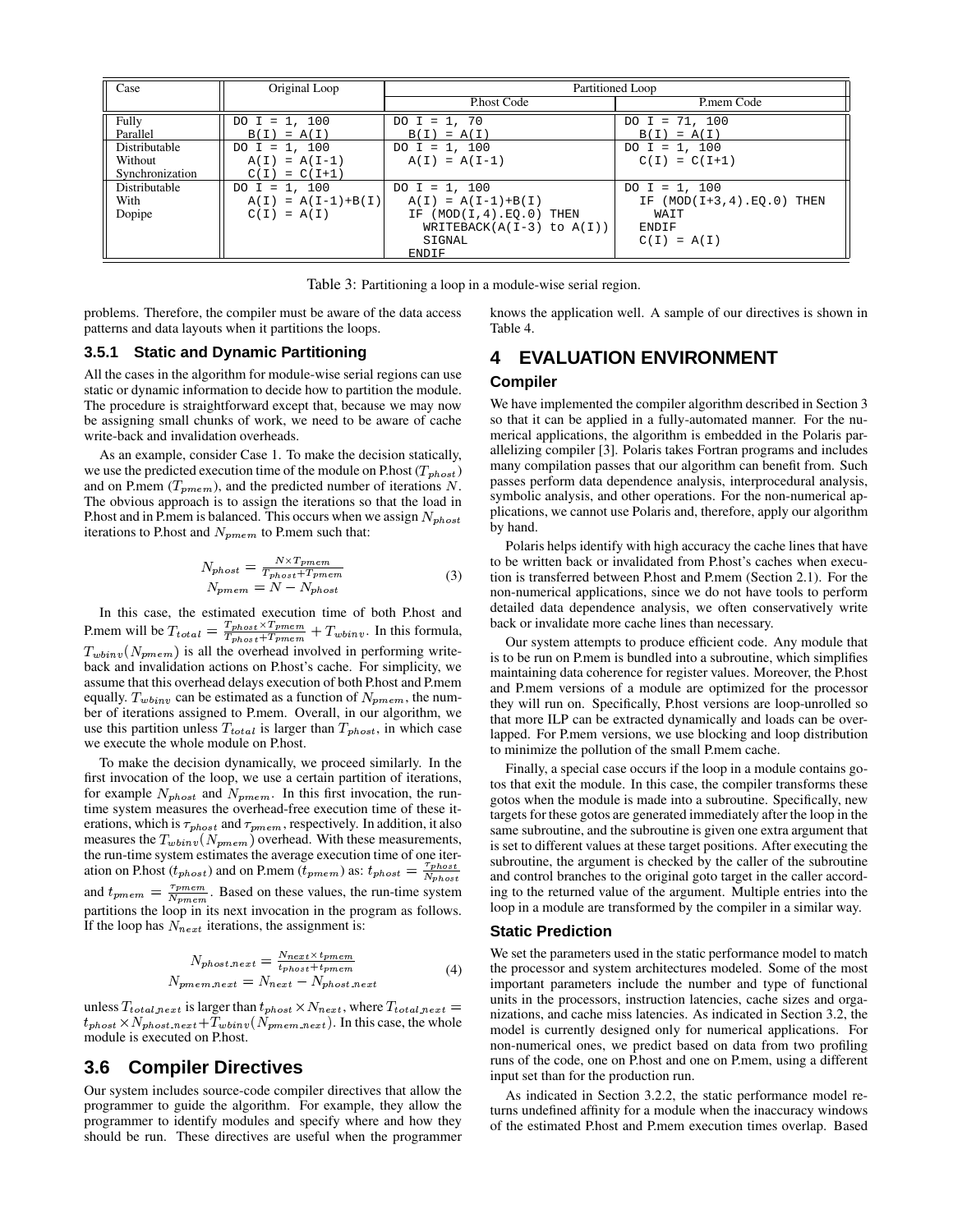| Case | Original Loop | Partitioned Loop | |
|---|---|---|---|
| | | P.host Code | P.mem Code |
| Fully Parallel | `DO I = 1, 100`<br>`B(I) = A(I)` | `DO I = 1, 70`<br>`B(I) = A(I)` | `DO I = 71, 100`<br>`B(I) = A(I)` |
| Distributable Without Synchronization | `DO I = 1, 100`<br>`A(I) = A(I-1)`<br>`C(I) = C(I+1)` | `DO I = 1, 100`<br>`A(I) = A(I-1)` | `DO I = 1, 100`<br>`C(I) = C(I+1)` |
| Distributable With Dopipe | `DO I = 1, 100`<br>`A(I) = A(I-1)+B(I)`<br>`C(I) = A(I)` | `DO I = 1, 100`<br>`A(I) = A(I-1)+B(I)`<br>`IF (MOD(I,4).EQ.0) THEN`<br>`WRITEBACK(A(I-3) to A(I))`<br>`SIGNAL`<br>`ENDIF` | `DO I = 1, 100`<br>`IF (MOD(I+3,4).EQ.0) THEN`<br>`WAIT`<br>`ENDIF`<br>`C(I) = A(I)` |

Table 3: Partitioning a loop in a module-wise serial region.

problems. Therefore, the compiler must be aware of the data access patterns and data layouts when it partitions the loops.

### 3.5.1 Static and Dynamic Partitioning

All the cases in the algorithm for module-wise serial regions can use static or dynamic information to decide how to partition the module. The procedure is straightforward except that, because we may now be assigning small chunks of work, we need to be aware of cache write-back and invalidation overheads.

As an example, consider Case 1. To make the decision statically, we use the predicted execution time of the module on P.host ($T_{phost}$) and on P.mem ($T_{pmem}$), and the predicted number of iterations $N$. The obvious approach is to assign the iterations so that the load in P.host and in P.mem is balanced. This occurs when we assign $N_{phost}$ iterations to P.host and $N_{pmem}$ to P.mem such that:

$$
\begin{aligned}
N_{phost} &= \frac{N \times T_{pmem}}{T_{phost} + T_{pmem}} \\
N_{pmem} &= N - N_{phost}
\end{aligned}
\tag{3}
$$

In this case, the estimated execution time of both P.host and P.mem will be $T_{total} = \frac{T_{phost} \times T_{pmem}}{T_{phost} + T_{pmem}} + T_{wbinv}$. In this formula, $T_{wbinv}(N_{pmem})$ is all the overhead involved in performing write-back and invalidation actions on P.host's cache. For simplicity, we assume that this overhead delays execution of both P.host and P.mem equally. $T_{wbinv}$ can be estimated as a function of $N_{pmem}$, the number of iterations assigned to P.mem. Overall, in our algorithm, we use this partition unless $T_{total}$ is larger than $T_{phost}$, in which case we execute the whole module on P.host.

To make the decision dynamically, we proceed similarly. In the first invocation of the loop, we use a certain partition of iterations, for example $N_{phost}$ and $N_{pmem}$. In this first invocation, the run-time system measures the overhead-free execution time of these iterations, which is $\tau_{phost}$ and $\tau_{pmem}$, respectively. In addition, it also measures the $T_{wbinv}(N_{pmem})$ overhead. With these measurements, the run-time system estimates the average execution time of one iteration on P.host ($t_{phost}$) and on P.mem ($t_{pmem}$) as: $t_{phost} = \frac{\tau_{phost}}{N_{phost}}$ and $t_{pmem} = \frac{\tau_{pmem}}{N_{pmem}}$. Based on these values, the run-time system partitions the loop in its next invocation in the program as follows. If the loop has $N_{next}$ iterations, the assignment is:

$$
\begin{aligned}
N_{phost\_next} &= \frac{N_{next} \times t_{pmem}}{t_{phost} + t_{pmem}} \\
N_{pmem\_next} &= N_{next} - N_{phost\_next}
\end{aligned}
\tag{4}
$$

unless $T_{total\_next}$ is larger than $t_{phost} \times N_{next}$, where $T_{total\_next} = t_{phost} \times N_{phost\_next} + T_{wbinv}(N_{pmem\_next})$. In this case, the whole module is executed on P.host.

## 3.6 Compiler Directives

Our system includes source-code compiler directives that allow the programmer to guide the algorithm. For example, they allow the programmer to identify modules and specify where and how they should be run. These directives are useful when the programmer knows the application well. A sample of our directives is shown in Table 4.

# 4 EVALUATION ENVIRONMENT

### Compiler

We have implemented the compiler algorithm described in Section 3 so that it can be applied in a fully-automated manner. For the numerical applications, the algorithm is embedded in the Polaris parallelizing compiler [3]. Polaris takes Fortran programs and includes many compilation passes that our algorithm can benefit from. Such passes perform data dependence analysis, interprocedural analysis, symbolic analysis, and other operations. For the non-numerical applications, we cannot use Polaris and, therefore, apply our algorithm by hand.

Polaris helps identify with high accuracy the cache lines that have to be written back or invalidated from P.host's caches when execution is transferred between P.host and P.mem (Section 2.1). For the non-numerical applications, since we do not have tools to perform detailed data dependence analysis, we often conservatively write back or invalidate more cache lines than necessary.

Our system attempts to produce efficient code. Any module that is to be run on P.mem is bundled into a subroutine, which simplifies maintaining data coherence for register values. Moreover, the P.host and P.mem versions of a module are optimized for the processor they will run on. Specifically, P.host versions are loop-unrolled so that more ILP can be extracted dynamically and loads can be overlapped. For P.mem versions, we use blocking and loop distribution to minimize the pollution of the small P.mem cache.

Finally, a special case occurs if the loop in a module contains gotos that exit the module. In this case, the compiler transforms these gotos when the module is made into a subroutine. Specifically, new targets for these gotos are generated immediately after the loop in the same subroutine, and the subroutine is given one extra argument that is set to different values at these target positions. After executing the subroutine, the argument is checked by the caller of the subroutine and control branches to the original goto target in the caller according to the returned value of the argument. Multiple entries into the loop in a module are transformed by the compiler in a similar way.

### Static Prediction

We set the parameters used in the static performance model to match the processor and system architectures modeled. Some of the most important parameters include the number and type of functional units in the processors, instruction latencies, cache sizes and organizations, and cache miss latencies. As indicated in Section 3.2, the model is currently designed only for numerical applications. For non-numerical ones, we predict based on data from two profiling runs of the code, one on P.host and one on P.mem, using a different input set than for the production run.

As indicated in Section 3.2.2, the static performance model returns undefined affinity for a module when the inaccuracy windows of the estimated P.host and P.mem execution times overlap. Based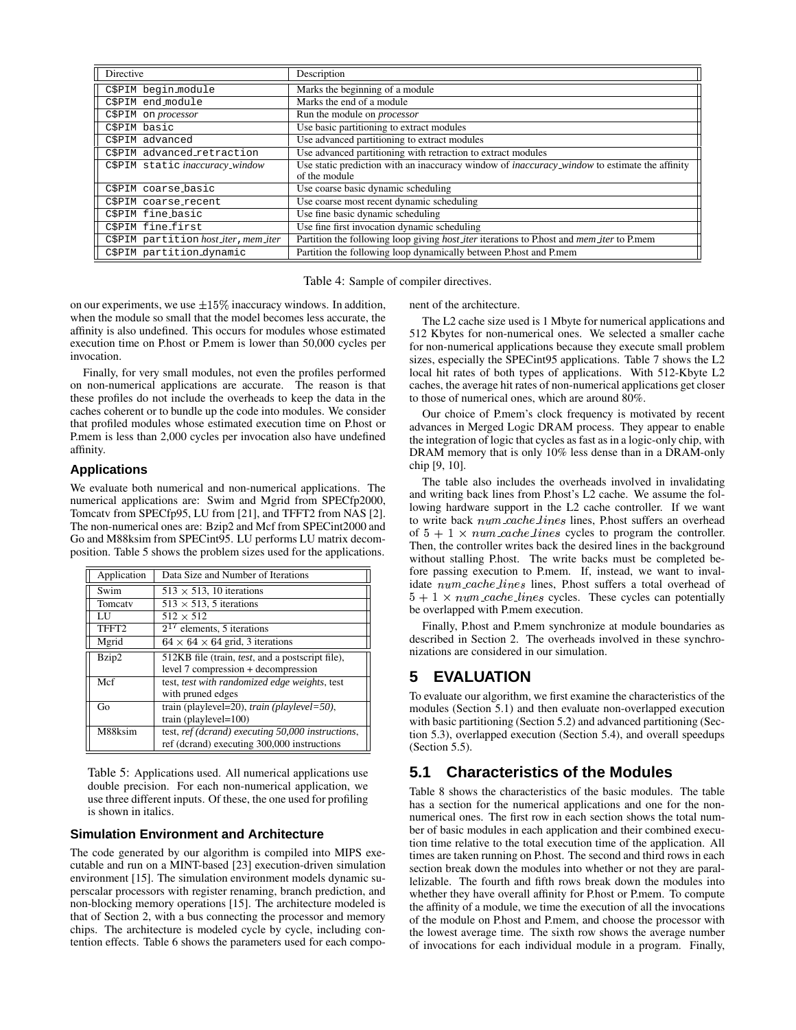| Directive | Description |
|---|---|
| C$PIM begin_module | Marks the beginning of a module |
| C$PIM end_module | Marks the end of a module |
| C$PIM on *processor* | Run the module on *processor* |
| C$PIM basic | Use basic partitioning to extract modules |
| C$PIM advanced | Use advanced partitioning to extract modules |
| C$PIM advanced_retraction | Use advanced partitioning with retraction to extract modules |
| C$PIM static *inaccuracy_window* | Use static prediction with an inaccuracy window of *inaccuracy_window* to estimate the affinity of the module |
| C$PIM coarse_basic | Use coarse basic dynamic scheduling |
| C$PIM coarse_recent | Use coarse most recent dynamic scheduling |
| C$PIM fine_basic | Use fine basic dynamic scheduling |
| C$PIM fine_first | Use fine first invocation dynamic scheduling |
| C$PIM partition *host_iter*, *mem_iter* | Partition the following loop giving *host_iter* iterations to P.host and *mem_iter* to P.mem |
| C$PIM partition_dynamic | Partition the following loop dynamically between P.host and P.mem |

Table 4: Sample of compiler directives.

on our experiments, we use $\pm 15\%$ inaccuracy windows. In addition, when the module so small that the model becomes less accurate, the affinity is also undefined. This occurs for modules whose estimated execution time on P.host or P.mem is lower than 50,000 cycles per invocation.

Finally, for very small modules, not even the profiles performed on non-numerical applications are accurate. The reason is that these profiles do not include the overheads to keep the data in the caches coherent or to bundle up the code into modules. We consider that profiled modules whose estimated execution time on P.host or P.mem is less than 2,000 cycles per invocation also have undefined affinity.

### Applications

We evaluate both numerical and non-numerical applications. The numerical applications are: Swim and Mgrid from SPECfp2000, Tomcatv from SPECfp95, LU from [21], and TFFT2 from NAS [2]. The non-numerical ones are: Bzip2 and Mcf from SPECint2000 and Go and M88ksim from SPECint95. LU performs LU matrix decomposition. Table 5 shows the problem sizes used for the applications.

| Application | Data Size and Number of Iterations |
|---|---|
| Swim | $513 \times 513$, 10 iterations |
| Tomcatv | $513 \times 513$, 5 iterations |
| LU | $512 \times 512$ |
| TFFT2 | $2^{17}$ elements, 5 iterations |
| Mgrid | $64 \times 64 \times 64$ grid, 3 iterations |
| Bzip2 | 512KB file (train, *test*, and a postscript file), level 7 compression + decompression |
| Mcf | test, *test with randomized edge weights*, test with pruned edges |
| Go | train (playlevel=20), *train (playlevel=50)*, train (playlevel=100) |
| M88ksim | test, *ref (dcrand) executing 50,000 instructions*, ref (dcrand) executing 300,000 instructions |

Table 5: Applications used. All numerical applications use double precision. For each non-numerical application, we use three different inputs. Of these, the one used for profiling is shown in italics.

### Simulation Environment and Architecture

The code generated by our algorithm is compiled into MIPS executable and run on a MINT-based [23] execution-driven simulation environment [15]. The simulation environment models dynamic superscalar processors with register renaming, branch prediction, and non-blocking memory operations [15]. The architecture modeled is that of Section 2, with a bus connecting the processor and memory chips. The architecture is modeled cycle by cycle, including contention effects. Table 6 shows the parameters used for each component of the architecture.

The L2 cache size used is 1 Mbyte for numerical applications and 512 Kbytes for non-numerical ones. We selected a smaller cache for non-numerical applications because they execute small problem sizes, especially the SPECint95 applications. Table 7 shows the L2 local hit rates of both types of applications. With 512-Kbyte L2 caches, the average hit rates of non-numerical applications get closer to those of numerical ones, which are around 80%.

Our choice of P.mem's clock frequency is motivated by recent advances in Merged Logic DRAM process. They appear to enable the integration of logic that cycles as fast as in a logic-only chip, with DRAM memory that is only 10% less dense than in a DRAM-only chip [9, 10].

The table also includes the overheads involved in invalidating and writing back lines from P.host's L2 cache. We assume the following hardware support in the L2 cache controller. If we want to write back $num\_cache\_lines$ lines, P.host suffers an overhead of $5 + 1 \times num\_cache\_lines$ cycles to program the controller. Then, the controller writes back the desired lines in the background without stalling P.host. The write backs must be completed before passing execution to P.mem. If, instead, we want to invalidate $num\_cache\_lines$ lines, P.host suffers a total overhead of $5 + 1 \times num\_cache\_lines$ cycles. These cycles can potentially be overlapped with P.mem execution.

Finally, P.host and P.mem synchronize at module boundaries as described in Section 2. The overheads involved in these synchronizations are considered in our simulation.

# 5 EVALUATION

To evaluate our algorithm, we first examine the characteristics of the modules (Section 5.1) and then evaluate non-overlapped execution with basic partitioning (Section 5.2) and advanced partitioning (Section 5.3), overlapped execution (Section 5.4), and overall speedups (Section 5.5).

## 5.1 Characteristics of the Modules

Table 8 shows the characteristics of the basic modules. The table has a section for the numerical applications and one for the non-numerical ones. The first row in each section shows the total number of basic modules in each application and their combined execution time relative to the total execution time of the application. All times are taken running on P.host. The second and third rows in each section break down the modules into whether or not they are parallelizable. The fourth and fifth rows break down the modules into whether they have overall affinity for P.host or P.mem. To compute the affinity of a module, we time the execution of all the invocations of the module on P.host and P.mem, and choose the processor with the lowest average time. The sixth row shows the average number of invocations for each individual module in a program. Finally,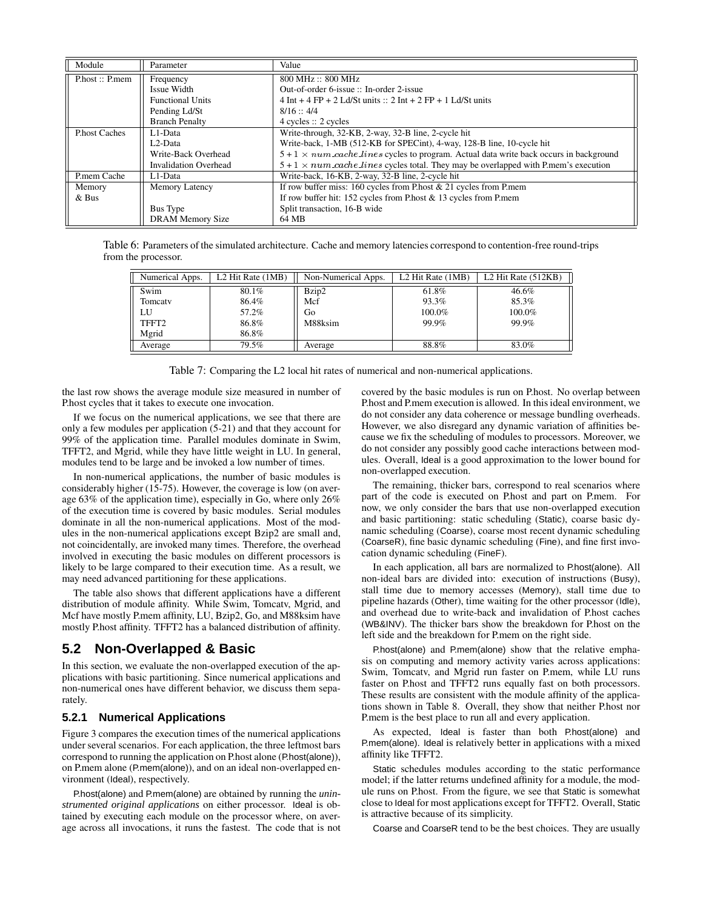| Module | Parameter | Value |
|---|---|---|
| P.host :: P.mem | Frequency | 800 MHz :: 800 MHz |
| | Issue Width | Out-of-order 6-issue :: In-order 2-issue |
| | Functional Units | 4 Int + 4 FP + 2 Ld/St units :: 2 Int + 2 FP + 1 Ld/St units |
| | Pending Ld/St | 8/16 :: 4/4 |
| | Branch Penalty | 4 cycles :: 2 cycles |
| P.host Caches | L1-Data | Write-through, 32-KB, 2-way, 32-B line, 2-cycle hit |
| | L2-Data | Write-back, 1-MB (512-KB for SPECint), 4-way, 128-B line, 10-cycle hit |
| | Write-Back Overhead | $5 + 1 \times num\_cache\_lines$ cycles to program. Actual data write back occurs in background |
| | Invalidation Overhead | $5 + 1 \times num\_cache\_lines$ cycles total. They may be overlapped with P.mem's execution |
| P.mem Cache | L1-Data | Write-back, 16-KB, 2-way, 32-B line, 2-cycle hit |
| Memory & Bus | Memory Latency | If row buffer miss: 160 cycles from P.host & 21 cycles from P.mem |
| | | If row buffer hit: 152 cycles from P.host & 13 cycles from P.mem |
| | Bus Type | Split transaction, 16-B wide |
| | DRAM Memory Size | 64 MB |

Table 6: Parameters of the simulated architecture. Cache and memory latencies correspond to contention-free round-trips from the processor.

| Numerical Apps. | L2 Hit Rate (1MB) | Non-Numerical Apps. | L2 Hit Rate (1MB) | L2 Hit Rate (512KB) |
|---|---|---|---|---|
| Swim | 80.1% | Bzip2 | 61.8% | 46.6% |
| Tomcatv | 86.4% | Mcf | 93.3% | 85.3% |
| LU | 57.2% | Go | 100.0% | 100.0% |
| TFFT2 | 86.8% | M88ksim | 99.9% | 99.9% |
| Mgrid | 86.8% | | | |
| Average | 79.5% | Average | 88.8% | 83.0% |

Table 7: Comparing the L2 local hit rates of numerical and non-numerical applications.

the last row shows the average module size measured in number of P.host cycles that it takes to execute one invocation.

If we focus on the numerical applications, we see that there are only a few modules per application (5-21) and that they account for 99% of the application time. Parallel modules dominate in Swim, TFFT2, and Mgrid, while they have little weight in LU. In general, modules tend to be large and be invoked a low number of times.

In non-numerical applications, the number of basic modules is considerably higher (15-75). However, the coverage is low (on average 63% of the application time), especially in Go, where only 26% of the execution time is covered by basic modules. Serial modules dominate in all the non-numerical applications. Most of the modules in the non-numerical applications except Bzip2 are small and, not coincidentally, are invoked many times. Therefore, the overhead involved in executing the basic modules on different processors is likely to be large compared to their execution time. As a result, we may need advanced partitioning for these applications.

The table also shows that different applications have a different distribution of module affinity. While Swim, Tomcatv, Mgrid, and Mcf have mostly P.mem affinity, LU, Bzip2, Go, and M88ksim have mostly P.host affinity. TFFT2 has a balanced distribution of affinity.

## 5.2 Non-Overlapped & Basic

In this section, we evaluate the non-overlapped execution of the applications with basic partitioning. Since numerical applications and non-numerical ones have different behavior, we discuss them separately.

### 5.2.1 Numerical Applications

Figure 3 compares the execution times of the numerical applications under several scenarios. For each application, the three leftmost bars correspond to running the application on P.host alone (P.host(alone)), on P.mem alone (P.mem(alone)), and on an ideal non-overlapped environment (Ideal), respectively.

P.host(alone) and P.mem(alone) are obtained by running the *uninstrumented original applications* on either processor. Ideal is obtained by executing each module on the processor where, on average across all invocations, it runs the fastest. The code that is not covered by the basic modules is run on P.host. No overlap between P.host and P.mem execution is allowed. In this ideal environment, we do not consider any data coherence or message bundling overheads. However, we also disregard any dynamic variation of affinities because we fix the scheduling of modules to processors. Moreover, we do not consider any possibly good cache interactions between modules. Overall, Ideal is a good approximation to the lower bound for non-overlapped execution.

The remaining, thicker bars, correspond to real scenarios where part of the code is executed on P.host and part on P.mem. For now, we only consider the bars that use non-overlapped execution and basic partitioning: static scheduling (Static), coarse basic dynamic scheduling (Coarse), coarse most recent dynamic scheduling (CoarseR), fine basic dynamic scheduling (Fine), and fine first invocation dynamic scheduling (FineF).

In each application, all bars are normalized to P.host(alone). All non-ideal bars are divided into: execution of instructions (Busy), stall time due to memory accesses (Memory), stall time due to pipeline hazards (Other), time waiting for the other processor (Idle), and overhead due to write-back and invalidation of P.host caches (WB&INV). The thicker bars show the breakdown for P.host on the left side and the breakdown for P.mem on the right side.

P.host(alone) and P.mem(alone) show that the relative emphasis on computing and memory activity varies across applications: Swim, Tomcatv, and Mgrid run faster on P.mem, while LU runs faster on P.host and TFFT2 runs equally fast on both processors. These results are consistent with the module affinity of the applications shown in Table 8. Overall, they show that neither P.host nor P.mem is the best place to run all and every application.

As expected, Ideal is faster than both P.host(alone) and P.mem(alone). Ideal is relatively better in applications with a mixed affinity like TFFT2.

Static schedules modules according to the static performance model; if the latter returns undefined affinity for a module, the module runs on P.host. From the figure, we see that Static is somewhat close to Ideal for most applications except for TFFT2. Overall, Static is attractive because of its simplicity.

Coarse and CoarseR tend to be the best choices. They are usually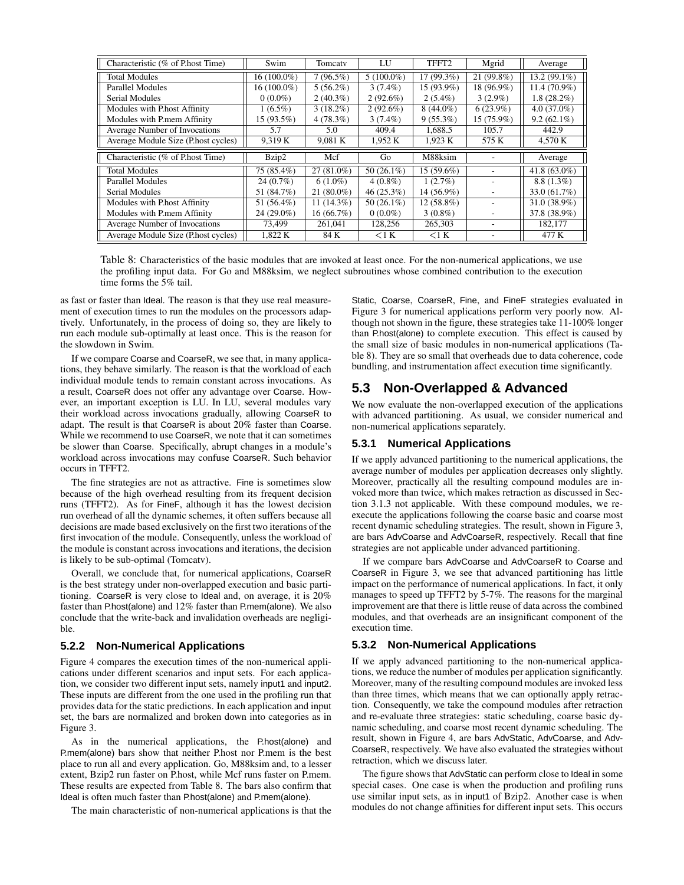| Characteristic (% of P.host Time) | Swim | Tomcatv | LU | TFFT2 | Mgrid | Average |
|---|---|---|---|---|---|---|
| Total Modules | 16 (100.0%) | 7 (96.5%) | 5 (100.0%) | 17 (99.3%) | 21 (99.8%) | 13.2 (99.1%) |
| Parallel Modules | 16 (100.0%) | 5 (56.2%) | 3 (7.4%) | 15 (93.9%) | 18 (96.9%) | 11.4 (70.9%) |
| Serial Modules | 0 (0.0%) | 2 (40.3%) | 2 (92.6%) | 2 (5.4%) | 3 (2.9%) | 1.8 (28.2%) |
| Modules with P.host Affinity | 1 (6.5%) | 3 (18.2%) | 2 (92.6%) | 8 (44.0%) | 6 (23.9%) | 4.0 (37.0%) |
| Modules with P.mem Affinity | 15 (93.5%) | 4 (78.3%) | 3 (7.4%) | 9 (55.3%) | 15 (75.9%) | 9.2 (62.1%) |
| Average Number of Invocations | 5.7 | 5.0 | 409.4 | 1,688.5 | 105.7 | 442.9 |
| Average Module Size (P.host cycles) | 9,319 K | 9,081 K | 1,952 K | 1,923 K | 575 K | 4,570 K |
| **Characteristic (% of P.host Time)** | **Bzip2** | **Mcf** | **Go** | **M88ksim** | **-** | **Average** |
| Total Modules | 75 (85.4%) | 27 (81.0%) | 50 (26.1%) | 15 (59.6%) | - | 41.8 (63.0%) |
| Parallel Modules | 24 (0.7%) | 6 (1.0%) | 4 (0.8%) | 1 (2.7%) | - | 8.8 (1.3%) |
| Serial Modules | 51 (84.7%) | 21 (80.0%) | 46 (25.3%) | 14 (56.9%) | - | 33.0 (61.7%) |
| Modules with P.host Affinity | 51 (56.4%) | 11 (14.3%) | 50 (26.1%) | 12 (58.8%) | - | 31.0 (38.9%) |
| Modules with P.mem Affinity | 24 (29.0%) | 16 (66.7%) | 0 (0.0%) | 3 (0.8%) | - | 37.8 (38.9%) |
| Average Number of Invocations | 73,499 | 261,041 | 128,256 | 265,303 | - | 182,177 |
| Average Module Size (P.host cycles) | 1,822 K | 84 K | <1 K | <1 K | - | 477 K |

Table 8: Characteristics of the basic modules that are invoked at least once. For the non-numerical applications, we use the profiling input data. For Go and M88ksim, we neglect subroutines whose combined contribution to the execution time forms the 5% tail.

as fast or faster than Ideal. The reason is that they use real measurement of execution times to run the modules on the processors adaptively. Unfortunately, in the process of doing so, they are likely to run each module sub-optimally at least once. This is the reason for the slowdown in Swim.

If we compare Coarse and CoarseR, we see that, in many applications, they behave similarly. The reason is that the workload of each individual module tends to remain constant across invocations. As a result, CoarseR does not offer any advantage over Coarse. However, an important exception is LU. In LU, several modules vary their workload across invocations gradually, allowing CoarseR to adapt. The result is that CoarseR is about 20% faster than Coarse. While we recommend to use CoarseR, we note that it can sometimes be slower than Coarse. Specifically, abrupt changes in a module's workload across invocations may confuse CoarseR. Such behavior occurs in TFFT2.

The fine strategies are not as attractive. Fine is sometimes slow because of the high overhead resulting from its frequent decision runs (TFFT2). As for FineF, although it has the lowest decision run overhead of all the dynamic schemes, it often suffers because all decisions are made based exclusively on the first two iterations of the first invocation of the module. Consequently, unless the workload of the module is constant across invocations and iterations, the decision is likely to be sub-optimal (Tomcatv).

Overall, we conclude that, for numerical applications, CoarseR is the best strategy under non-overlapped execution and basic partitioning. CoarseR is very close to Ideal and, on average, it is 20% faster than P.host(alone) and 12% faster than P.mem(alone). We also conclude that the write-back and invalidation overheads are negligible.

### 5.2.2 Non-Numerical Applications

Figure 4 compares the execution times of the non-numerical applications under different scenarios and input sets. For each application, we consider two different input sets, namely input1 and input2. These inputs are different from the one used in the profiling run that provides data for the static predictions. In each application and input set, the bars are normalized and broken down into categories as in Figure 3.

As in the numerical applications, the P.host(alone) and P.mem(alone) bars show that neither P.host nor P.mem is the best place to run all and every application. Go, M88ksim and, to a lesser extent, Bzip2 run faster on P.host, while Mcf runs faster on P.mem. These results are expected from Table 8. The bars also confirm that Ideal is often much faster than P.host(alone) and P.mem(alone).

The main characteristic of non-numerical applications is that the Static, Coarse, CoarseR, Fine, and FineF strategies evaluated in Figure 3 for numerical applications perform very poorly now. Although not shown in the figure, these strategies take 11-100% longer than P.host(alone) to complete execution. This effect is caused by the small size of basic modules in non-numerical applications (Table 8). They are so small that overheads due to data coherence, code bundling, and instrumentation affect execution time significantly.

## 5.3 Non-Overlapped & Advanced

We now evaluate the non-overlapped execution of the applications with advanced partitioning. As usual, we consider numerical and non-numerical applications separately.

### 5.3.1 Numerical Applications

If we apply advanced partitioning to the numerical applications, the average number of modules per application decreases only slightly. Moreover, practically all the resulting compound modules are invoked more than twice, which makes retraction as discussed in Section 3.1.3 not applicable. With these compound modules, we re-execute the applications following the coarse basic and coarse most recent dynamic scheduling strategies. The result, shown in Figure 3, are bars AdvCoarse and AdvCoarseR, respectively. Recall that fine strategies are not applicable under advanced partitioning.

If we compare bars AdvCoarse and AdvCoarseR to Coarse and CoarseR in Figure 3, we see that advanced partitioning has little impact on the performance of numerical applications. In fact, it only manages to speed up TFFT2 by 5-7%. The reasons for the marginal improvement are that there is little reuse of data across the combined modules, and that overheads are an insignificant component of the execution time.

### 5.3.2 Non-Numerical Applications

If we apply advanced partitioning to the non-numerical applications, we reduce the number of modules per application significantly. Moreover, many of the resulting compound modules are invoked less than three times, which means that we can optionally apply retraction. Consequently, we take the compound modules after retraction and re-evaluate three strategies: static scheduling, coarse basic dynamic scheduling, and coarse most recent dynamic scheduling. The result, shown in Figure 4, are bars AdvStatic, AdvCoarse, and AdvCoarseR, respectively. We have also evaluated the strategies without retraction, which we discuss later.

The figure shows that AdvStatic can perform close to Ideal in some special cases. One case is when the production and profiling runs use similar input sets, as in input1 of Bzip2. Another case is when modules do not change affinities for different input sets. This occurs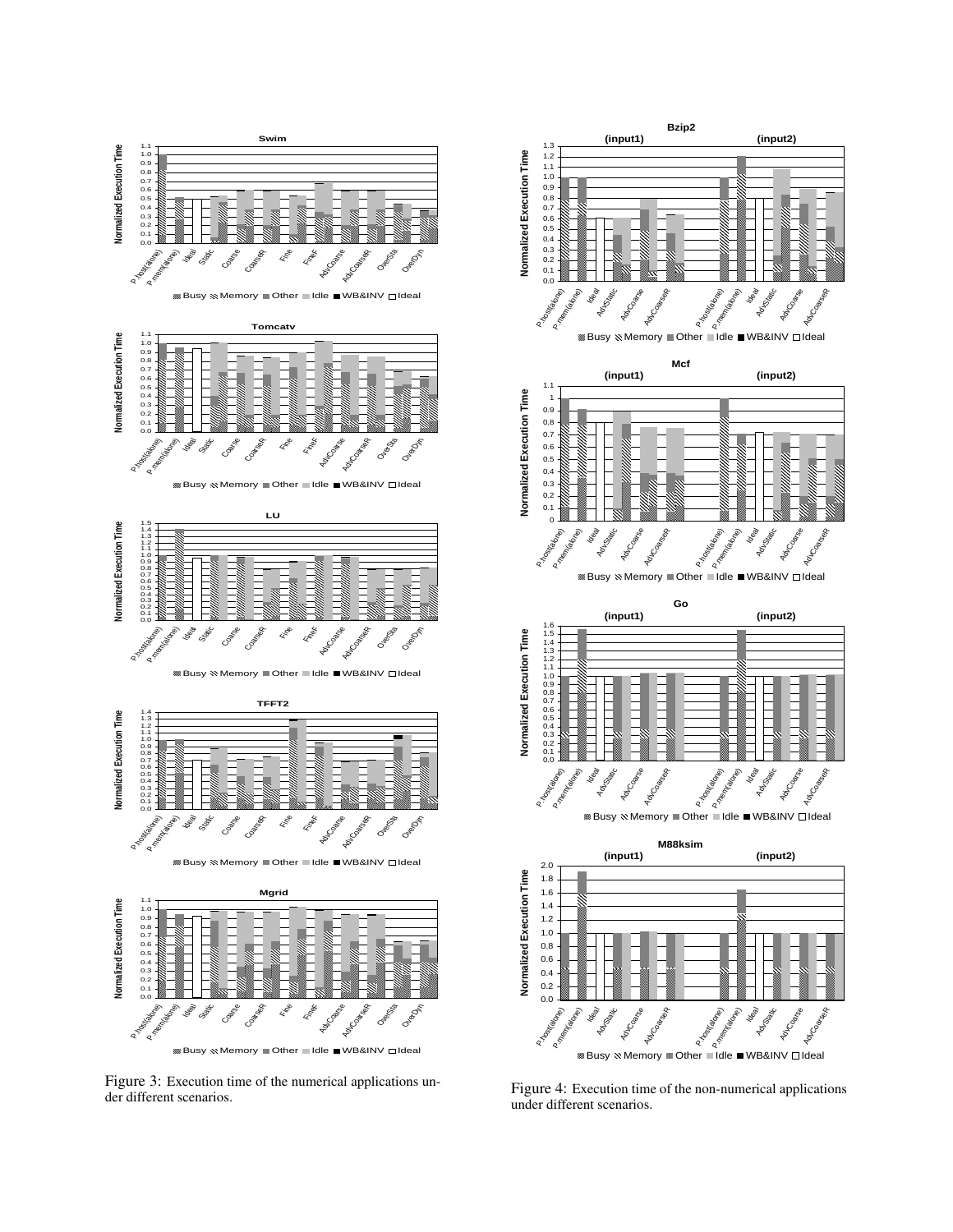Swim

Normalized Execution Time

1.1
1.0
0.9
0.8
0.7
0.6
0.5
0.4
0.3
0.2
0.1
0.0

P.host(alone) P.mem(alone) Ideal Static Coarse CoarseR Fine FineF AdvCoarse AdvCoarseR OverSta OverDyn

Busy Memory Other Idle WB&INV Ideal

Tomcatv

Normalized Execution Time

1.1
1.0
0.9
0.8
0.7
0.6
0.5
0.4
0.3
0.2
0.1
0.0

P.host(alone) P.mem(alone) Ideal Static Coarse CoarseR Fine FineF AdvCoarse AdvCoarseR OverSta OverDyn

Busy Memory Other Idle WB&INV Ideal

LU

Normalized Execution Time

1.5
1.4
1.3
1.2
1.1
1.0
0.9
0.8
0.7
0.6
0.5
0.4
0.3
0.2
0.1
0.0

P.host(alone) P.mem(alone) Ideal Static Coarse CoarseR Fine FineF AdvCoarse AdvCoarseR OverSta OverDyn

Busy Memory Other Idle WB&INV Ideal

TFFT2

Normalized Execution Time

1.4
1.3
1.2
1.1
1.0
0.9
0.8
0.7
0.6
0.5
0.4
0.3
0.2
0.1
0.0

P.host(alone) P.mem(alone) Ideal Static Coarse CoarseR Fine FineF AdvCoarse AdvCoarseR OverSta OverDyn

Busy Memory Other Idle WB&INV Ideal

Mgrid

Normalized Execution Time

1.1
1.0
0.9
0.8
0.7
0.6
0.5
0.4
0.3
0.2
0.1
0.0

P.host(alone) P.mem(alone) Ideal Static Coarse CoarseR Fine FineF AdvCoarse AdvCoarseR OverSta OverDyn

Busy Memory Other Idle WB&INV Ideal

Figure 3: Execution time of the numerical applications under different scenarios.

Bzip2

(input1) (input2)

Normalized Execution Time

1.3
1.2
1.1
1.0
0.9
0.8
0.7
0.6
0.5
0.4
0.3
0.2
0.1
0.0

P.host(alone) P.mem(alone) Ideal AdvStatic AdvCoarse AdvCoarseR P.host(alone) P.mem(alone) Ideal AdvStatic AdvCoarse AdvCoarseR

Busy Memory Other Idle WB&INV Ideal

Mcf

(input1) (input2)

Normalized Execution Time

1.1
1
0.9
0.8
0.7
0.6
0.5
0.4
0.3
0.2
0.1
0

P.host(alone) P.mem(alone) Ideal AdvStatic AdvCoarse AdvCoarseR P.host(alone) P.mem(alone) Ideal AdvStatic AdvCoarse AdvCoarseR

Busy Memory Other Idle WB&INV Ideal

Go

(input1) (input2)

Normalized Execution Time

1.6
1.5
1.4
1.3
1.2
1.1
1.0
0.9
0.8
0.7
0.6
0.5
0.4
0.3
0.2
0.1
0.0

P.host(alone) P.mem(alone) Ideal AdvStatic AdvCoarse AdvCoarseR P.host(alone) P.mem(alone) Ideal AdvStatic AdvCoarse AdvCoarseR

Busy Memory Other Idle WB&INV Ideal

M88ksim

(input1) (input2)

Normalized Execution Time

2.0
1.8
1.6
1.4
1.2
1.0
0.8
0.6
0.4
0.2
0.0

P.host(alone) P.mem(alone) Ideal AdvStatic AdvCoarse AdvCoarseR P.host(alone) P.mem(alone) Ideal AdvStatic AdvCoarse AdvCoarseR

Busy Memory Other Idle WB&INV Ideal

Figure 4: Execution time of the non-numerical applications under different scenarios.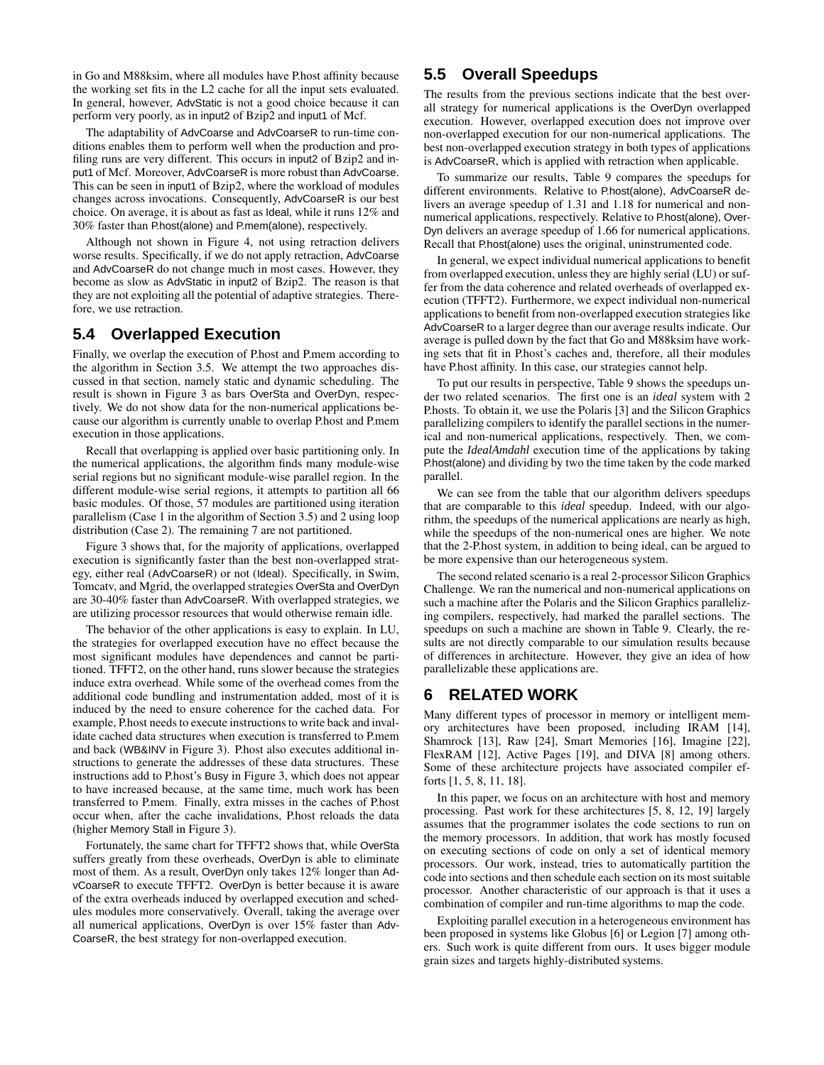in Go and M88ksim, where all modules have P.host affinity because the working set fits in the L2 cache for all the input sets evaluated. In general, however, AdvStatic is not a good choice because it can perform very poorly, as in input2 of Bzip2 and input1 of Mcf.

The adaptability of AdvCoarse and AdvCoarseR to run-time conditions enables them to perform well when the production and profiling runs are very different. This occurs in input2 of Bzip2 and input1 of Mcf. Moreover, AdvCoarseR is more robust than AdvCoarse. This can be seen in input1 of Bzip2, where the workload of modules changes across invocations. Consequently, AdvCoarseR is our best choice. On average, it is about as fast as Ideal, while it runs 12% and 30% faster than P.host(alone) and P.mem(alone), respectively.

Although not shown in Figure 4, not using retraction delivers worse results. Specifically, if we do not apply retraction, AdvCoarse and AdvCoarseR do not change much in most cases. However, they become as slow as AdvStatic in input2 of Bzip2. The reason is that they are not exploiting all the potential of adaptive strategies. Therefore, we use retraction.

## 5.4 Overlapped Execution

Finally, we overlap the execution of P.host and P.mem according to the algorithm in Section 3.5. We attempt the two approaches discussed in that section, namely static and dynamic scheduling. The result is shown in Figure 3 as bars OverSta and OverDyn, respectively. We do not show data for the non-numerical applications because our algorithm is currently unable to overlap P.host and P.mem execution in those applications.

Recall that overlapping is applied over basic partitioning only. In the numerical applications, the algorithm finds many module-wise serial regions but no significant module-wise parallel region. In the different module-wise serial regions, it attempts to partition all 66 basic modules. Of those, 57 modules are partitioned using iteration parallelism (Case 1 in the algorithm of Section 3.5) and 2 using loop distribution (Case 2). The remaining 7 are not partitioned.

Figure 3 shows that, for the majority of applications, overlapped execution is significantly faster than the best non-overlapped strategy, either real (AdvCoarseR) or not (Ideal). Specifically, in Swim, Tomcatv, and Mgrid, the overlapped strategies OverSta and OverDyn are 30-40% faster than AdvCoarseR. With overlapped strategies, we are utilizing processor resources that would otherwise remain idle.

The behavior of the other applications is easy to explain. In LU, the strategies for overlapped execution have no effect because the most significant modules have dependences and cannot be partitioned. TFFT2, on the other hand, runs slower because the strategies induce extra overhead. While some of the overhead comes from the additional code bundling and instrumentation added, most of it is induced by the need to ensure coherence for the cached data. For example, P.host needs to execute instructions to write back and invalidate cached data structures when execution is transferred to P.mem and back (WB&INV in Figure 3). P.host also executes additional instructions to generate the addresses of these data structures. These instructions add to P.host's Busy in Figure 3, which does not appear to have increased because, at the same time, much work has been transferred to P.mem. Finally, extra misses in the caches of P.host occur when, after the cache invalidations, P.host reloads the data (higher Memory Stall in Figure 3).

Fortunately, the same chart for TFFT2 shows that, while OverSta suffers greatly from these overheads, OverDyn is able to eliminate most of them. As a result, OverDyn only takes 12% longer than AdvCoarseR to execute TFFT2. OverDyn is better because it is aware of the extra overheads induced by overlapped execution and schedules modules more conservatively. Overall, taking the average over all numerical applications, OverDyn is over 15% faster than AdvCoarseR, the best strategy for non-overlapped execution.

## 5.5 Overall Speedups

The results from the previous sections indicate that the best overall strategy for numerical applications is the OverDyn overlapped execution. However, overlapped execution does not improve over non-overlapped execution for our non-numerical applications. The best non-overlapped execution strategy in both types of applications is AdvCoarseR, which is applied with retraction when applicable.

To summarize our results, Table 9 compares the speedups for different environments. Relative to P.host(alone), AdvCoarseR delivers an average speedup of 1.31 and 1.18 for numerical and non-numerical applications, respectively. Relative to P.host(alone), OverDyn delivers an average speedup of 1.66 for numerical applications. Recall that P.host(alone) uses the original, uninstrumented code.

In general, we expect individual numerical applications to benefit from overlapped execution, unless they are highly serial (LU) or suffer from the data coherence and related overheads of overlapped execution (TFFT2). Furthermore, we expect individual non-numerical applications to benefit from non-overlapped execution strategies like AdvCoarseR to a larger degree than our average results indicate. Our average is pulled down by the fact that Go and M88ksim have working sets that fit in P.host's caches and, therefore, all their modules have P.host affinity. In this case, our strategies cannot help.

To put our results in perspective, Table 9 shows the speedups under two related scenarios. The first one is an *ideal* system with 2 P.hosts. To obtain it, we use the Polaris [3] and the Silicon Graphics parallelizing compilers to identify the parallel sections in the numerical and non-numerical applications, respectively. Then, we compute the *IdealAmdahl* execution time of the applications by taking P.host(alone) and dividing by two the time taken by the code marked parallel.

We can see from the table that our algorithm delivers speedups that are comparable to this *ideal* speedup. Indeed, with our algorithm, the speedups of the numerical applications are nearly as high, while the speedups of the non-numerical ones are higher. We note that the 2-P.host system, in addition to being ideal, can be argued to be more expensive than our heterogeneous system.

The second related scenario is a real 2-processor Silicon Graphics Challenge. We ran the numerical and non-numerical applications on such a machine after the Polaris and the Silicon Graphics parallelizing compilers, respectively, had marked the parallel sections. The speedups on such a machine are shown in Table 9. Clearly, the results are not directly comparable to our simulation results because of differences in architecture. However, they give an idea of how parallelizable these applications are.

## 6 RELATED WORK

Many different types of processor in memory or intelligent memory architectures have been proposed, including IRAM [14], Shamrock [13], Raw [24], Smart Memories [16], Imagine [22], FlexRAM [12], Active Pages [19], and DIVA [8] among others. Some of these architecture projects have associated compiler efforts [1, 5, 8, 11, 18].

In this paper, we focus on an architecture with host and memory processing. Past work for these architectures [5, 8, 12, 19] largely assumes that the programmer isolates the code sections to run on the memory processors. In addition, that work has mostly focused on executing sections of code on only a set of identical memory processors. Our work, instead, tries to automatically partition the code into sections and then schedule each section on its most suitable processor. Another characteristic of our approach is that it uses a combination of compiler and run-time algorithms to map the code.

Exploiting parallel execution in a heterogeneous environment has been proposed in systems like Globus [6] or Legion [7] among others. Such work is quite different from ours. It uses bigger module grain sizes and targets highly-distributed systems.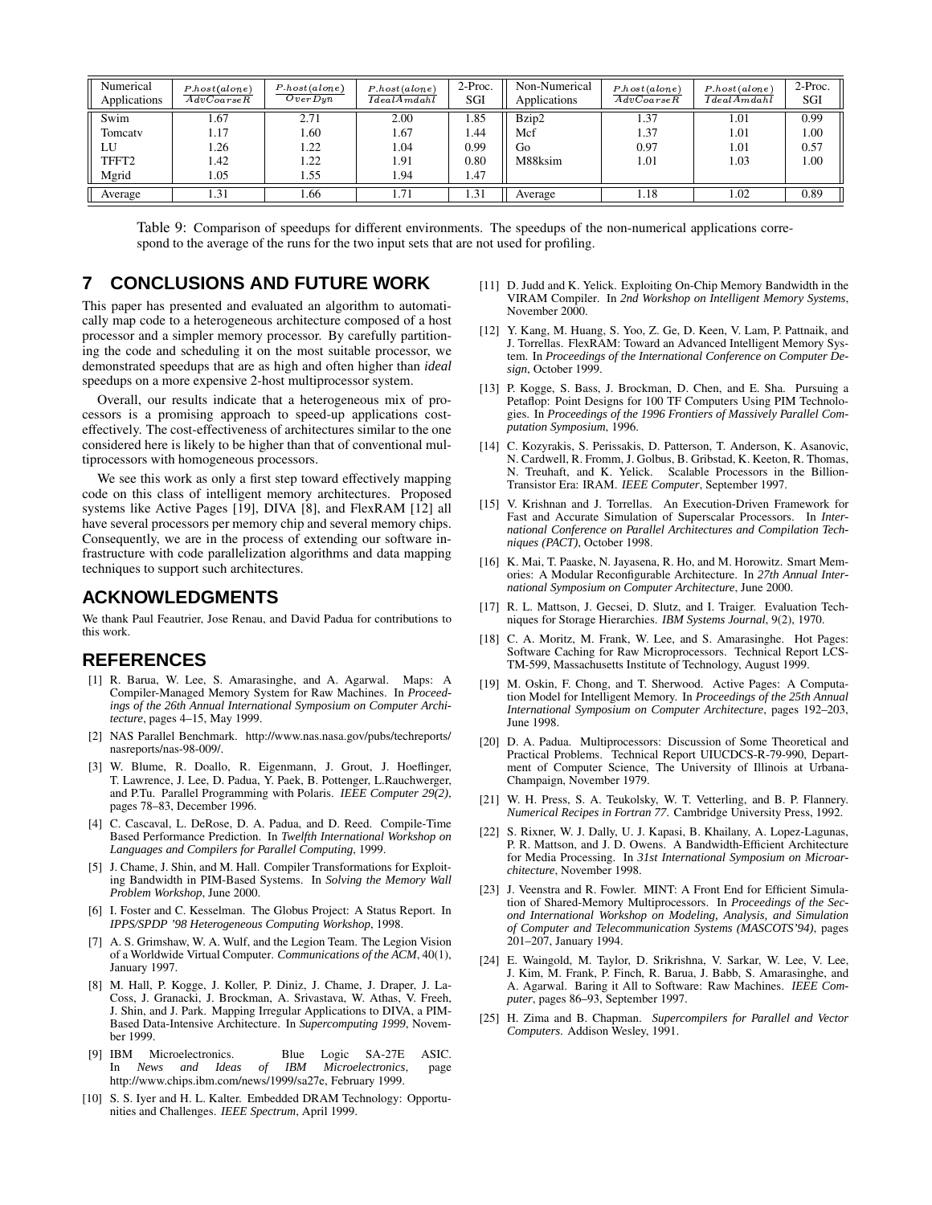| Numerical Applications | $\frac{P.host(alone)}{AdvCoarseR}$ | $\frac{P.host(alone)}{OverDyn}$ | $\frac{P.host(alone)}{IdealAmdahl}$ | 2-Proc. SGI | Non-Numerical Applications | $\frac{P.host(alone)}{AdvCoarseR}$ | $\frac{P.host(alone)}{IdealAmdahl}$ | 2-Proc. SGI |
|---|---|---|---|---|---|---|---|---|
| Swim | 1.67 | 2.71 | 2.00 | 1.85 | Bzip2 | 1.37 | 1.01 | 0.99 |
| Tomcatv | 1.17 | 1.60 | 1.67 | 1.44 | Mcf | 1.37 | 1.01 | 1.00 |
| LU | 1.26 | 1.22 | 1.04 | 0.99 | Go | 0.97 | 1.01 | 0.57 |
| TFFT2 | 1.42 | 1.22 | 1.91 | 0.80 | M88ksim | 1.01 | 1.03 | 1.00 |
| Mgrid | 1.05 | 1.55 | 1.94 | 1.47 | | | | |
| Average | 1.31 | 1.66 | 1.71 | 1.31 | Average | 1.18 | 1.02 | 0.89 |

Table 9: Comparison of speedups for different environments. The speedups of the non-numerical applications correspond to the average of the runs for the two input sets that are not used for profiling.

## 7 CONCLUSIONS AND FUTURE WORK

This paper has presented and evaluated an algorithm to automatically map code to a heterogeneous architecture composed of a host processor and a simpler memory processor. By carefully partitioning the code and scheduling it on the most suitable processor, we demonstrated speedups that are as high and often higher than *ideal* speedups on a more expensive 2-host multiprocessor system.

Overall, our results indicate that a heterogeneous mix of processors is a promising approach to speed-up applications cost-effectively. The cost-effectiveness of architectures similar to the one considered here is likely to be higher than that of conventional multiprocessors with homogeneous processors.

We see this work as only a first step toward effectively mapping code on this class of intelligent memory architectures. Proposed systems like Active Pages [19], DIVA [8], and FlexRAM [12] all have several processors per memory chip and several memory chips. Consequently, we are in the process of extending our software infrastructure with code parallelization algorithms and data mapping techniques to support such architectures.

## ACKNOWLEDGMENTS

We thank Paul Feautrier, Jose Renau, and David Padua for contributions to this work.

## REFERENCES

[1] R. Barua, W. Lee, S. Amarasinghe, and A. Agarwal. Maps: A Compiler-Managed Memory System for Raw Machines. In *Proceedings of the 26th Annual International Symposium on Computer Architecture*, pages 4–15, May 1999.

[2] NAS Parallel Benchmark. http://www.nas.nasa.gov/pubs/techreports/nasreports/nas-98-009/.

[3] W. Blume, R. Doallo, R. Eigenmann, J. Grout, J. Hoeflinger, T. Lawrence, J. Lee, D. Padua, Y. Paek, B. Pottenger, L.Rauchwerger, and P.Tu. Parallel Programming with Polaris. *IEEE Computer 29(2)*, pages 78–83, December 1996.

[4] C. Cascaval, L. DeRose, D. A. Padua, and D. Reed. Compile-Time Based Performance Prediction. In *Twelfth International Workshop on Languages and Compilers for Parallel Computing*, 1999.

[5] J. Chame, J. Shin, and M. Hall. Compiler Transformations for Exploiting Bandwidth in PIM-Based Systems. In *Solving the Memory Wall Problem Workshop*, June 2000.

[6] I. Foster and C. Kesselman. The Globus Project: A Status Report. In *IPPS/SPDP '98 Heterogeneous Computing Workshop*, 1998.

[7] A. S. Grimshaw, W. A. Wulf, and the Legion Team. The Legion Vision of a Worldwide Virtual Computer. *Communications of the ACM*, 40(1), January 1997.

[8] M. Hall, P. Kogge, J. Koller, P. Diniz, J. Chame, J. Draper, J. LaCoss, J. Granacki, J. Brockman, A. Srivastava, W. Athas, V. Freeh, J. Shin, and J. Park. Mapping Irregular Applications to DIVA, a PIM-Based Data-Intensive Architecture. In *Supercomputing 1999*, November 1999.

[9] IBM Microelectronics. Blue Logic SA-27E ASIC. In *News and Ideas of IBM Microelectronics*, page http://www.chips.ibm.com/news/1999/sa27e, February 1999.

[10] S. S. Iyer and H. L. Kalter. Embedded DRAM Technology: Opportunities and Challenges. *IEEE Spectrum*, April 1999.

[11] D. Judd and K. Yelick. Exploiting On-Chip Memory Bandwidth in the VIRAM Compiler. In *2nd Workshop on Intelligent Memory Systems*, November 2000.

[12] Y. Kang, M. Huang, S. Yoo, Z. Ge, D. Keen, V. Lam, P. Pattnaik, and J. Torrellas. FlexRAM: Toward an Advanced Intelligent Memory System. In *Proceedings of the International Conference on Computer Design*, October 1999.

[13] P. Kogge, S. Bass, J. Brockman, D. Chen, and E. Sha. Pursuing a Petaflop: Point Designs for 100 TF Computers Using PIM Technologies. In *Proceedings of the 1996 Frontiers of Massively Parallel Computation Symposium*, 1996.

[14] C. Kozyrakis, S. Perissakis, D. Patterson, T. Anderson, K. Asanovic, N. Cardwell, R. Fromm, J. Golbus, B. Gribstad, K. Keeton, R. Thomas, N. Treuhaft, and K. Yelick. Scalable Processors in the Billion-Transistor Era: IRAM. *IEEE Computer*, September 1997.

[15] V. Krishnan and J. Torrellas. An Execution-Driven Framework for Fast and Accurate Simulation of Superscalar Processors. In *International Conference on Parallel Architectures and Compilation Techniques (PACT)*, October 1998.

[16] K. Mai, T. Paaske, N. Jayasena, R. Ho, and M. Horowitz. Smart Memories: A Modular Reconfigurable Architecture. In *27th Annual International Symposium on Computer Architecture*, June 2000.

[17] R. L. Mattson, J. Gecsei, D. Slutz, and I. Traiger. Evaluation Techniques for Storage Hierarchies. *IBM Systems Journal*, 9(2), 1970.

[18] C. A. Moritz, M. Frank, W. Lee, and S. Amarasinghe. Hot Pages: Software Caching for Raw Microprocessors. Technical Report LCS-TM-599, Massachusetts Institute of Technology, August 1999.

[19] M. Oskin, F. Chong, and T. Sherwood. Active Pages: A Computation Model for Intelligent Memory. In *Proceedings of the 25th Annual International Symposium on Computer Architecture*, pages 192–203, June 1998.

[20] D. A. Padua. Multiprocessors: Discussion of Some Theoretical and Practical Problems. Technical Report UIUCDCS-R-79-990, Department of Computer Science, The University of Illinois at Urbana-Champaign, November 1979.

[21] W. H. Press, S. A. Teukolsky, W. T. Vetterling, and B. P. Flannery. *Numerical Recipes in Fortran 77*. Cambridge University Press, 1992.

[22] S. Rixner, W. J. Dally, U. J. Kapasi, B. Khailany, A. Lopez-Lagunas, P. R. Mattson, and J. D. Owens. A Bandwidth-Efficient Architecture for Media Processing. In *31st International Symposium on Microarchitecture*, November 1998.

[23] J. Veenstra and R. Fowler. MINT: A Front End for Efficient Simulation of Shared-Memory Multiprocessors. In *Proceedings of the Second International Workshop on Modeling, Analysis, and Simulation of Computer and Telecommunication Systems (MASCOTS'94)*, pages 201–207, January 1994.

[24] E. Waingold, M. Taylor, D. Srikrishna, V. Sarkar, W. Lee, V. Lee, J. Kim, M. Frank, P. Finch, R. Barua, J. Babb, S. Amarasinghe, and A. Agarwal. Baring it All to Software: Raw Machines. *IEEE Computer*, pages 86–93, September 1997.

[25] H. Zima and B. Chapman. *Supercompilers for Parallel and Vector Computers*. Addison Wesley, 1991.